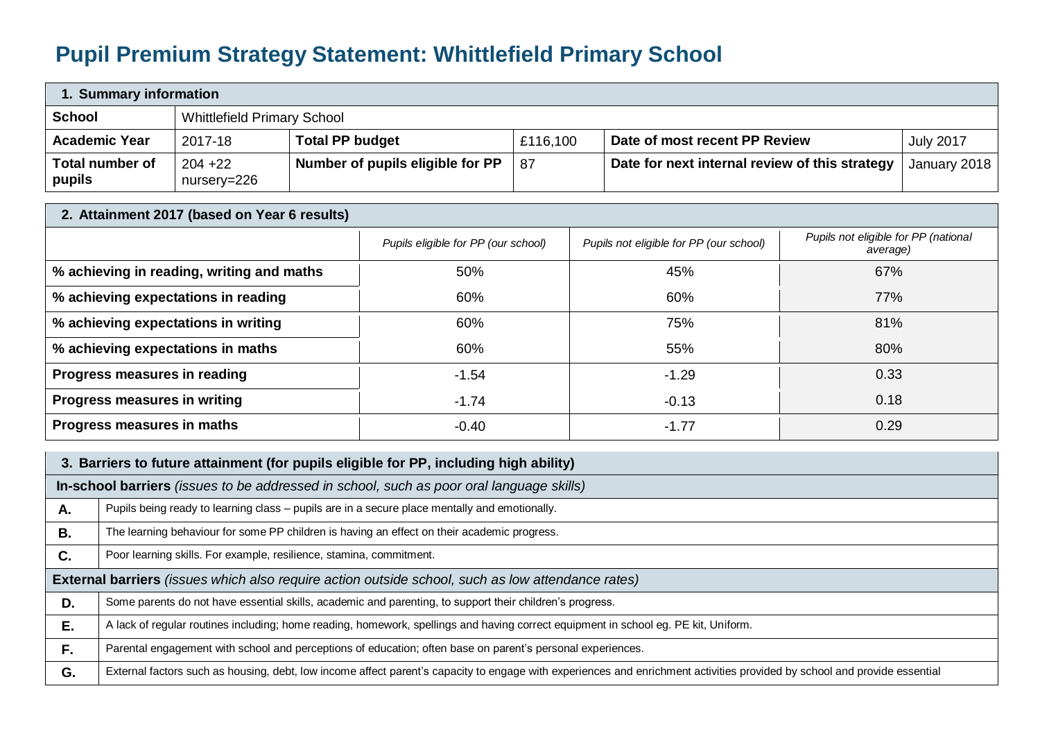# Pupil Premium Strategy Statement: Whittlefield Primary School

| 1. Summary information | | | | | |
|---|---|---|---|---|---|
| **School** | Whittlefield Primary School | | | | |
| **Academic Year** | 2017-18 | **Total PP budget** | £116,100 | **Date of most recent PP Review** | July 2017 |
| **Total number of pupils** | 204 +22 nursery=226 | **Number of pupils eligible for PP** | 87 | **Date for next internal review of this strategy** | January 2018 |

| 2. Attainment 2017 (based on Year 6 results) | | | |
|---|---|---|---|
| | *Pupils eligible for PP (our school)* | *Pupils not eligible for PP (our school)* | *Pupils not eligible for PP (national average)* |
| **% achieving in reading, writing and maths** | 50% | 45% | 67% |
| **% achieving expectations in reading** | 60% | 60% | 77% |
| **% achieving expectations in writing** | 60% | 75% | 81% |
| **% achieving expectations in maths** | 60% | 55% | 80% |
| **Progress measures in reading** | -1.54 | -1.29 | 0.33 |
| **Progress measures in writing** | -1.74 | -0.13 | 0.18 |
| **Progress measures in maths** | -0.40 | -1.77 | 0.29 |

| 3. Barriers to future attainment (for pupils eligible for PP, including high ability) | |
|---|---|
| **In-school barriers** *(issues to be addressed in school, such as poor oral language skills)* | |
| **A.** | Pupils being ready to learning class – pupils are in a secure place mentally and emotionally. |
| **B.** | The learning behaviour for some PP children is having an effect on their academic progress. |
| **C.** | Poor learning skills. For example, resilience, stamina, commitment. |
| **External barriers** *(issues which also require action outside school, such as low attendance rates)* | |
| **D.** | Some parents do not have essential skills, academic and parenting, to support their children's progress. |
| **E.** | A lack of regular routines including; home reading, homework, spellings and having correct equipment in school eg. PE kit, Uniform. |
| **F.** | Parental engagement with school and perceptions of education; often base on parent's personal experiences. |
| **G.** | External factors such as housing, debt, low income affect parent's capacity to engage with experiences and enrichment activities provided by school and provide essential |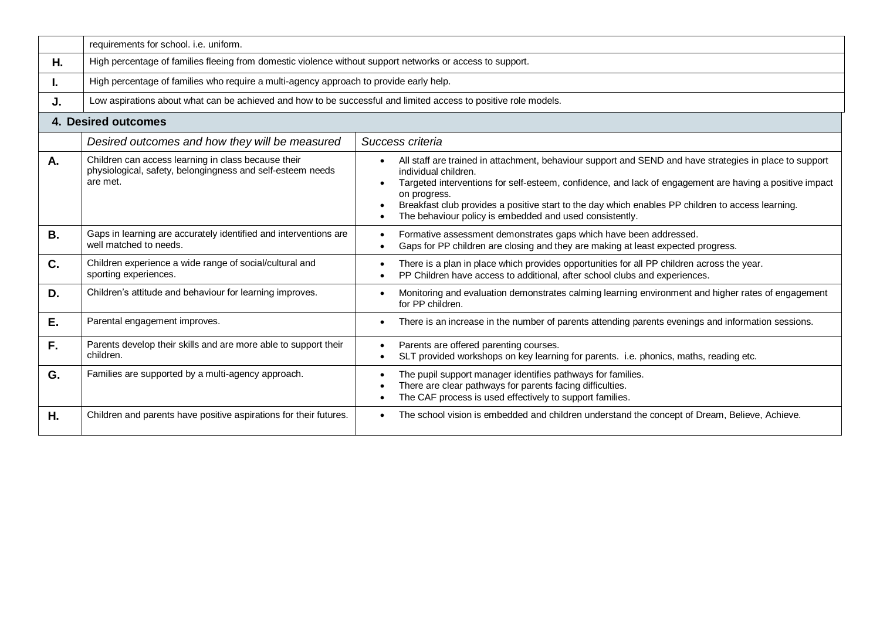| | |
|---|---|
| | requirements for school. i.e. uniform. |
| **H.** | High percentage of families fleeing from domestic violence without support networks or access to support. |
| **I.** | High percentage of families who require a multi-agency approach to provide early help. |
| **J.** | Low aspirations about what can be achieved and how to be successful and limited access to positive role models. |

## 4. Desired outcomes

| | *Desired outcomes and how they will be measured* | *Success criteria* |
|---|---|---|
| **A.** | Children can access learning in class because their physiological, safety, belongingness and self-esteem needs are met. | • All staff are trained in attachment, behaviour support and SEND and have strategies in place to support individual children.<br>• Targeted interventions for self-esteem, confidence, and lack of engagement are having a positive impact on progress.<br>• Breakfast club provides a positive start to the day which enables PP children to access learning.<br>• The behaviour policy is embedded and used consistently. |
| **B.** | Gaps in learning are accurately identified and interventions are well matched to needs. | • Formative assessment demonstrates gaps which have been addressed.<br>• Gaps for PP children are closing and they are making at least expected progress. |
| **C.** | Children experience a wide range of social/cultural and sporting experiences. | • There is a plan in place which provides opportunities for all PP children across the year.<br>• PP Children have access to additional, after school clubs and experiences. |
| **D.** | Children's attitude and behaviour for learning improves. | • Monitoring and evaluation demonstrates calming learning environment and higher rates of engagement for PP children. |
| **E.** | Parental engagement improves. | • There is an increase in the number of parents attending parents evenings and information sessions. |
| **F.** | Parents develop their skills and are more able to support their children. | • Parents are offered parenting courses.<br>• SLT provided workshops on key learning for parents. i.e. phonics, maths, reading etc. |
| **G.** | Families are supported by a multi-agency approach. | • The pupil support manager identifies pathways for families.<br>• There are clear pathways for parents facing difficulties.<br>• The CAF process is used effectively to support families. |
| **H.** | Children and parents have positive aspirations for their futures. | • The school vision is embedded and children understand the concept of Dream, Believe, Achieve. |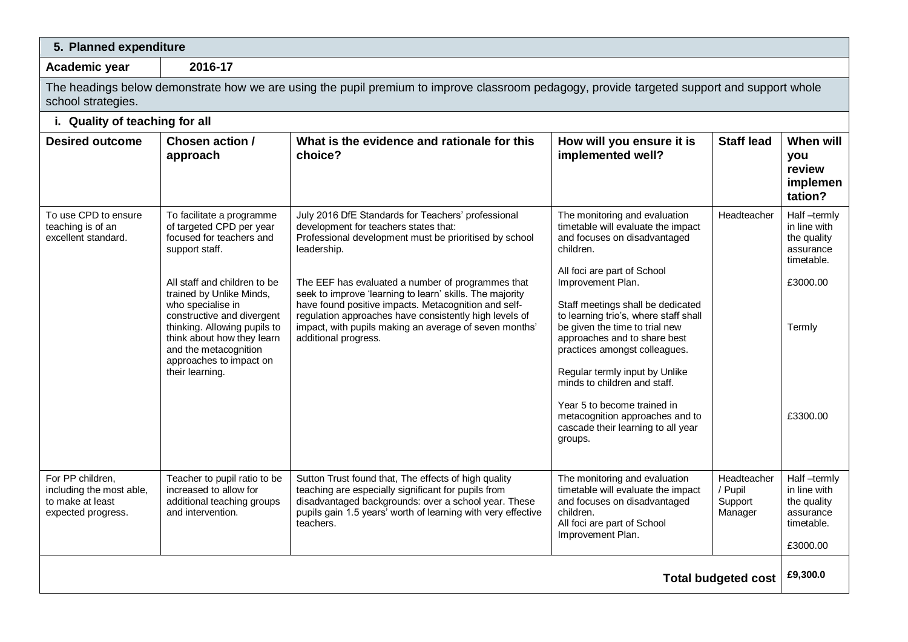## 5. Planned expenditure

**Academic year** 2016-17

The headings below demonstrate how we are using the pupil premium to improve classroom pedagogy, provide targeted support and support whole school strategies.

### i. Quality of teaching for all

| Desired outcome | Chosen action / approach | What is the evidence and rationale for this choice? | How will you ensure it is implemented well? | Staff lead | When will you review implementation? |
|---|---|---|---|---|---|
| To use CPD to ensure teaching is of an excellent standard. | To facilitate a programme of targeted CPD per year focused for teachers and support staff.<br><br>All staff and children to be trained by Unlike Minds, who specialise in constructive and divergent thinking. Allowing pupils to think about how they learn and the metacognition approaches to impact on their learning. | July 2016 DfE Standards for Teachers' professional development for teachers states that:<br>Professional development must be prioritised by school leadership.<br><br>The EEF has evaluated a number of programmes that seek to improve 'learning to learn' skills. The majority have found positive impacts. Metacognition and self-regulation approaches have consistently high levels of impact, with pupils making an average of seven months' additional progress. | The monitoring and evaluation timetable will evaluate the impact and focuses on disadvantaged children.<br><br>All foci are part of School Improvement Plan.<br><br>Staff meetings shall be dedicated to learning trio's, where staff shall be given the time to trial new approaches and to share best practices amongst colleagues.<br><br>Regular termly input by Unlike minds to children and staff.<br><br>Year 5 to become trained in metacognition approaches and to cascade their learning to all year groups. | Headteacher | Half –termly in line with the quality assurance timetable.<br><br>£3000.00<br><br>Termly<br><br>£3300.00 |
| For PP children, including the most able, to make at least expected progress. | Teacher to pupil ratio to be increased to allow for additional teaching groups and intervention. | Sutton Trust found that, The effects of high quality teaching are especially significant for pupils from disadvantaged backgrounds: over a school year. These pupils gain 1.5 years' worth of learning with very effective teachers. | The monitoring and evaluation timetable will evaluate the impact and focuses on disadvantaged children.<br>All foci are part of School Improvement Plan. | Headteacher / Pupil Support Manager | Half –termly in line with the quality assurance timetable.<br><br>£3000.00 |
| | | | | **Total budgeted cost** | **£9,300.0** |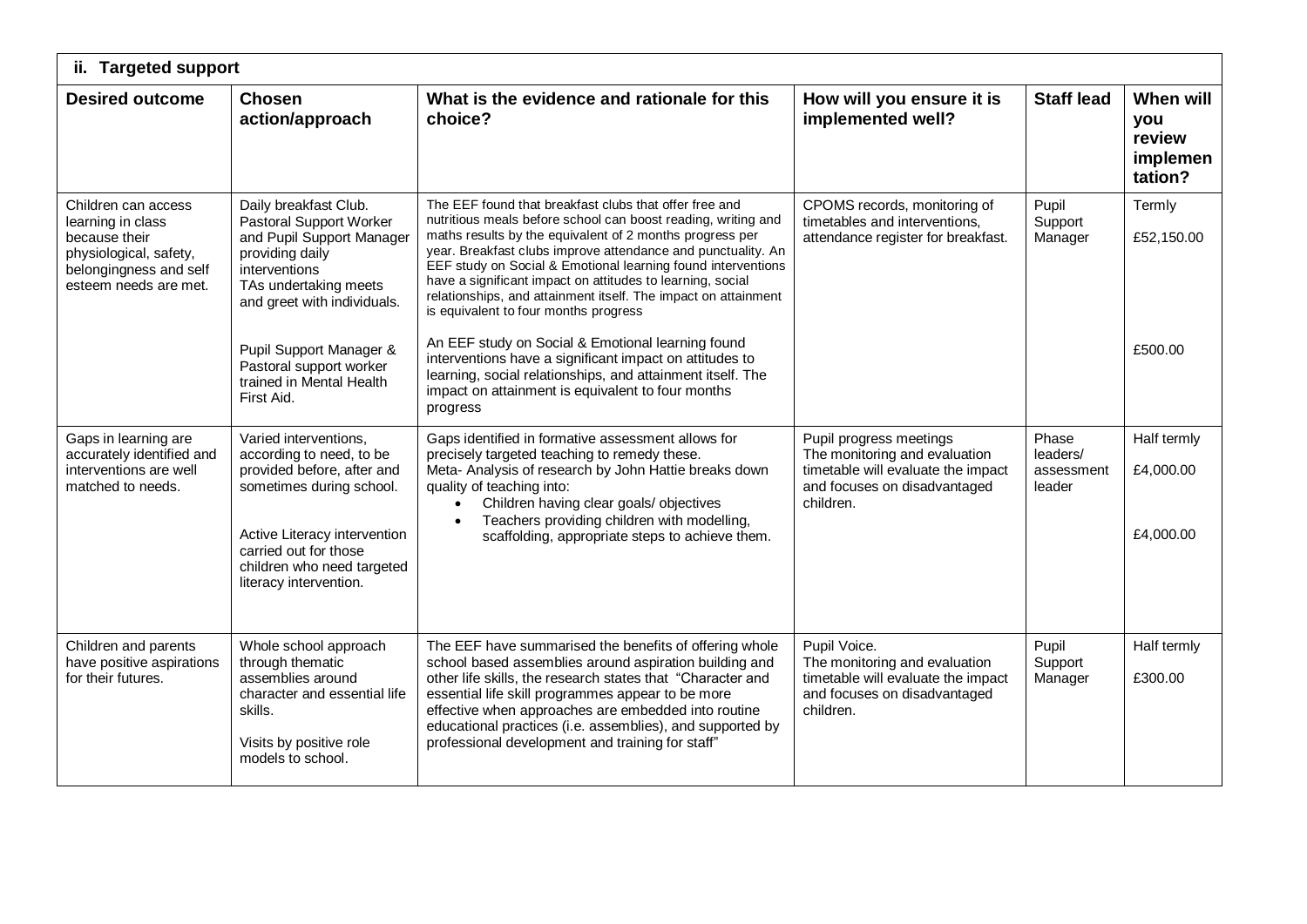## ii. Targeted support

| Desired outcome | Chosen action/approach | What is the evidence and rationale for this choice? | How will you ensure it is implemented well? | Staff lead | When will you review implementation? |
|---|---|---|---|---|---|
| Children can access learning in class because their physiological, safety, belongingness and self esteem needs are met. | Daily breakfast Club. Pastoral Support Worker and Pupil Support Manager providing daily interventions TAs undertaking meets and greet with individuals.<br><br>Pupil Support Manager & Pastoral support worker trained in Mental Health First Aid. | The EEF found that breakfast clubs that offer free and nutritious meals before school can boost reading, writing and maths results by the equivalent of 2 months progress per year. Breakfast clubs improve attendance and punctuality. An EEF study on Social & Emotional learning found interventions have a significant impact on attitudes to learning, social relationships, and attainment itself. The impact on attainment is equivalent to four months progress<br><br>An EEF study on Social & Emotional learning found interventions have a significant impact on attitudes to learning, social relationships, and attainment itself. The impact on attainment is equivalent to four months progress | CPOMS records, monitoring of timetables and interventions, attendance register for breakfast. | Pupil Support Manager | Termly<br><br>£52,150.00<br><br>£500.00 |
| Gaps in learning are accurately identified and interventions are well matched to needs. | Varied interventions, according to need, to be provided before, after and sometimes during school.<br><br>Active Literacy intervention carried out for those children who need targeted literacy intervention. | Gaps identified in formative assessment allows for precisely targeted teaching to remedy these.<br>Meta- Analysis of research by John Hattie breaks down quality of teaching into:<br>• Children having clear goals/ objectives<br>• Teachers providing children with modelling, scaffolding, appropriate steps to achieve them. | Pupil progress meetings<br>The monitoring and evaluation timetable will evaluate the impact and focuses on disadvantaged children. | Phase leaders/ assessment leader | Half termly<br><br>£4,000.00<br><br>£4,000.00 |
| Children and parents have positive aspirations for their futures. | Whole school approach through thematic assemblies around character and essential life skills.<br><br>Visits by positive role models to school. | The EEF have summarised the benefits of offering whole school based assemblies around aspiration building and other life skills, the research states that "Character and essential life skill programmes appear to be more effective when approaches are embedded into routine educational practices (i.e. assemblies), and supported by professional development and training for staff" | Pupil Voice.<br>The monitoring and evaluation timetable will evaluate the impact and focuses on disadvantaged children. | Pupil Support Manager | Half termly<br><br>£300.00 |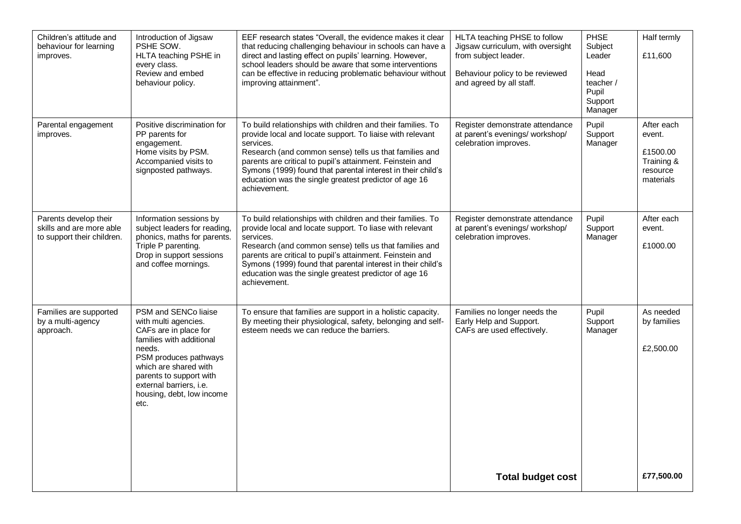| | | | | | |
|---|---|---|---|---|---|
| Children's attitude and behaviour for learning improves. | Introduction of Jigsaw PSHE SOW.<br>HLTA teaching PSHE in every class.<br>Review and embed behaviour policy. | EEF research states "Overall, the evidence makes it clear that reducing challenging behaviour in schools can have a direct and lasting effect on pupils' learning. However, school leaders should be aware that some interventions can be effective in reducing problematic behaviour without improving attainment". | HLTA teaching PHSE to follow Jigsaw curriculum, with oversight from subject leader.<br><br>Behaviour policy to be reviewed and agreed by all staff. | PHSE Subject Leader<br><br>Head teacher / Pupil Support Manager | Half termly<br><br>£11,600 |
| Parental engagement improves. | Positive discrimination for PP parents for engagement.<br>Home visits by PSM.<br>Accompanied visits to signposted pathways. | To build relationships with children and their families. To provide local and locate support. To liaise with relevant services.<br>Research (and common sense) tells us that families and parents are critical to pupil's attainment. Feinstein and Symons (1999) found that parental interest in their child's education was the single greatest predictor of age 16 achievement. | Register demonstrate attendance at parent's evenings/ workshop/ celebration improves. | Pupil Support Manager | After each event.<br><br>£1500.00 Training & resource materials |
| Parents develop their skills and are more able to support their children. | Information sessions by subject leaders for reading, phonics, maths for parents.<br>Triple P parenting.<br>Drop in support sessions and coffee mornings. | To build relationships with children and their families. To provide local and locate support. To liase with relevant services.<br>Research (and common sense) tells us that families and parents are critical to pupil's attainment. Feinstein and Symons (1999) found that parental interest in their child's education was the single greatest predictor of age 16 achievement. | Register demonstrate attendance at parent's evenings/ workshop/ celebration improves. | Pupil Support Manager | After each event.<br><br>£1000.00 |
| Families are supported by a multi-agency approach. | PSM and SENCo liaise with multi agencies.<br>CAFs are in place for families with additional needs.<br>PSM produces pathways which are shared with parents to support with external barriers, i.e. housing, debt, low income etc. | To ensure that families are support in a holistic capacity. By meeting their physiological, safety, belonging and self-esteem needs we can reduce the barriers. | Families no longer needs the Early Help and Support.<br>CAFs are used effectively. | Pupil Support Manager | As needed by families<br><br>£2,500.00 |
| | | | **Total budget cost** | | **£77,500.00** |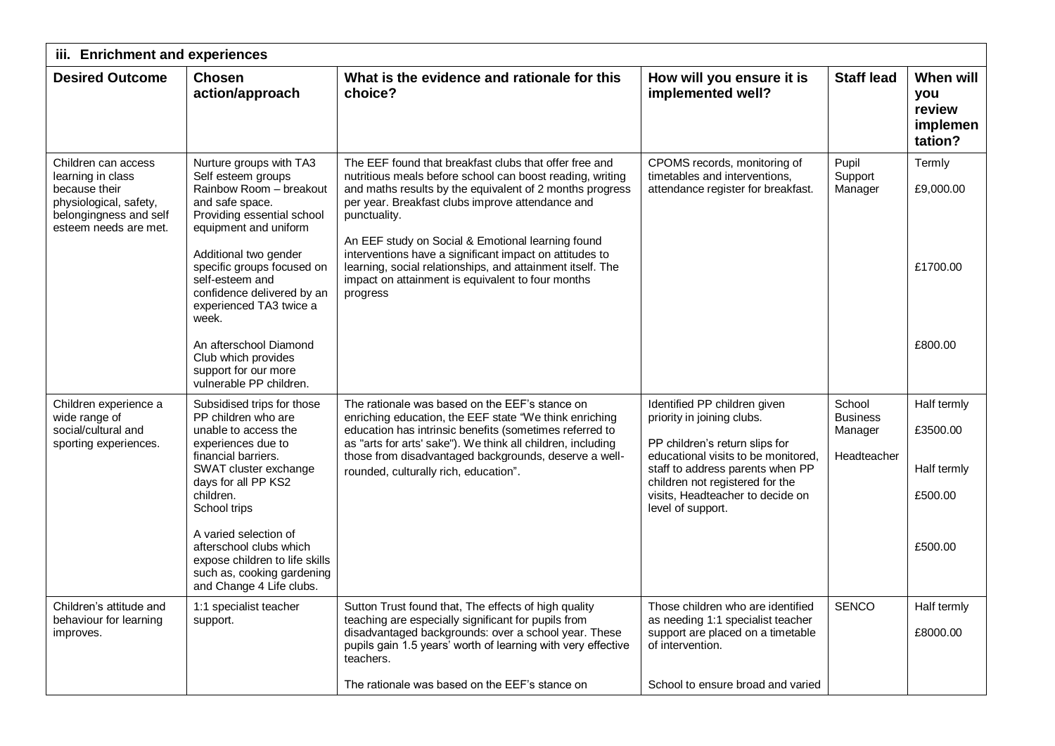| iii. Enrichment and experiences | | | | | |
|---|---|---|---|---|---|
| **Desired Outcome** | **Chosen action/approach** | **What is the evidence and rationale for this choice?** | **How will you ensure it is implemented well?** | **Staff lead** | **When will you review implementation?** |
| Children can access learning in class because their physiological, safety, belongingness and self esteem needs are met. | Nurture groups with TA3<br>Self esteem groups<br>Rainbow Room – breakout and safe space.<br>Providing essential school equipment and uniform<br><br>Additional two gender specific groups focused on self-esteem and confidence delivered by an experienced TA3 twice a week.<br><br>An afterschool Diamond Club which provides support for our more vulnerable PP children. | The EEF found that breakfast clubs that offer free and nutritious meals before school can boost reading, writing and maths results by the equivalent of 2 months progress per year. Breakfast clubs improve attendance and punctuality.<br><br>An EEF study on Social & Emotional learning found interventions have a significant impact on attitudes to learning, social relationships, and attainment itself. The impact on attainment is equivalent to four months progress | CPOMS records, monitoring of timetables and interventions, attendance register for breakfast. | Pupil Support Manager | Termly<br><br>£9,000.00<br><br>£1700.00<br><br>£800.00 |
| Children experience a wide range of social/cultural and sporting experiences. | Subsidised trips for those PP children who are unable to access the experiences due to financial barriers.<br>SWAT cluster exchange days for all PP KS2 children.<br>School trips<br><br>A varied selection of afterschool clubs which expose children to life skills such as, cooking gardening and Change 4 Life clubs. | The rationale was based on the EEF's stance on enriching education, the EEF state "We think enriching education has intrinsic benefits (sometimes referred to as "arts for arts' sake"). We think all children, including those from disadvantaged backgrounds, deserve a well-rounded, culturally rich, education". | Identified PP children given priority in joining clubs.<br><br>PP children's return slips for educational visits to be monitored, staff to address parents when PP children not registered for the visits, Headteacher to decide on level of support. | School Business Manager<br><br>Headteacher | Half termly<br><br>£3500.00<br><br>Half termly<br><br>£500.00<br><br>£500.00 |
| Children's attitude and behaviour for learning improves. | 1:1 specialist teacher support. | Sutton Trust found that, The effects of high quality teaching are especially significant for pupils from disadvantaged backgrounds: over a school year. These pupils gain 1.5 years' worth of learning with very effective teachers.<br><br>The rationale was based on the EEF's stance on | Those children who are identified as needing 1:1 specialist teacher support are placed on a timetable of intervention.<br><br>School to ensure broad and varied | SENCO | Half termly<br><br>£8000.00 |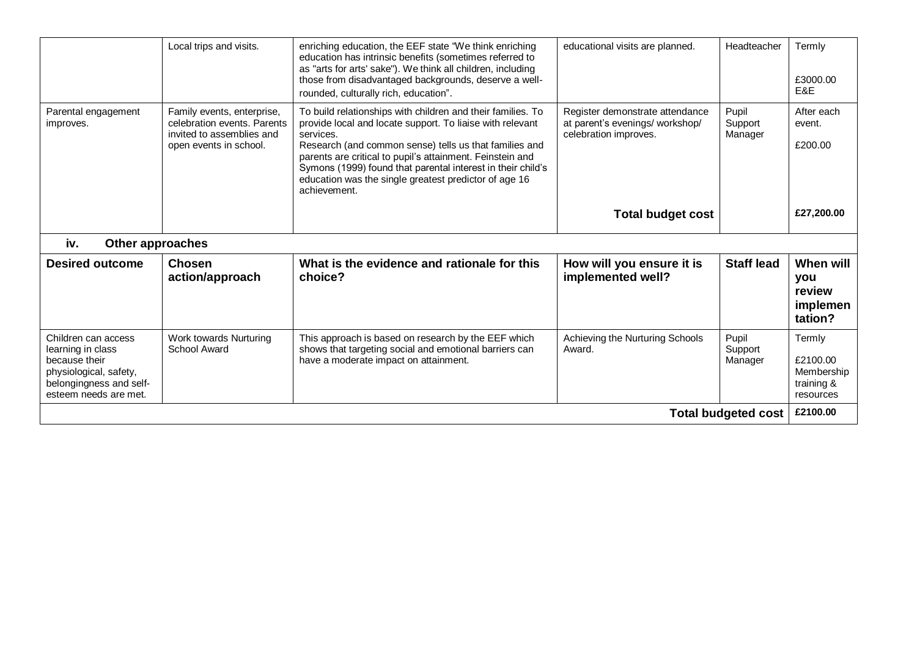| | | | | | |
|---|---|---|---|---|---|
| | Local trips and visits. | enriching education, the EEF state "We think enriching education has intrinsic benefits (sometimes referred to as "arts for arts' sake"). We think all children, including those from disadvantaged backgrounds, deserve a well-rounded, culturally rich, education". | educational visits are planned. | Headteacher | Termly<br><br>£3000.00 E&E |
| Parental engagement improves. | Family events, enterprise, celebration events. Parents invited to assemblies and open events in school. | To build relationships with children and their families. To provide local and locate support. To liaise with relevant services.<br>Research (and common sense) tells us that families and parents are critical to pupil's attainment. Feinstein and Symons (1999) found that parental interest in their child's education was the single greatest predictor of age 16 achievement. | Register demonstrate attendance at parent's evenings/ workshop/ celebration improves. | Pupil Support Manager | After each event.<br><br>£200.00 |
| | | | **Total budget cost** | | **£27,200.00** |

### iv. Other approaches

| Desired outcome | Chosen action/approach | What is the evidence and rationale for this choice? | How will you ensure it is implemented well? | Staff lead | When will you review implementation? |
|---|---|---|---|---|---|
| Children can access learning in class because their physiological, safety, belongingness and self-esteem needs are met. | Work towards Nurturing School Award | This approach is based on research by the EEF which shows that targeting social and emotional barriers can have a moderate impact on attainment. | Achieving the Nurturing Schools Award. | Pupil Support Manager | Termly<br><br>£2100.00 Membership training & resources |
| | | | | **Total budgeted cost** | **£2100.00** |